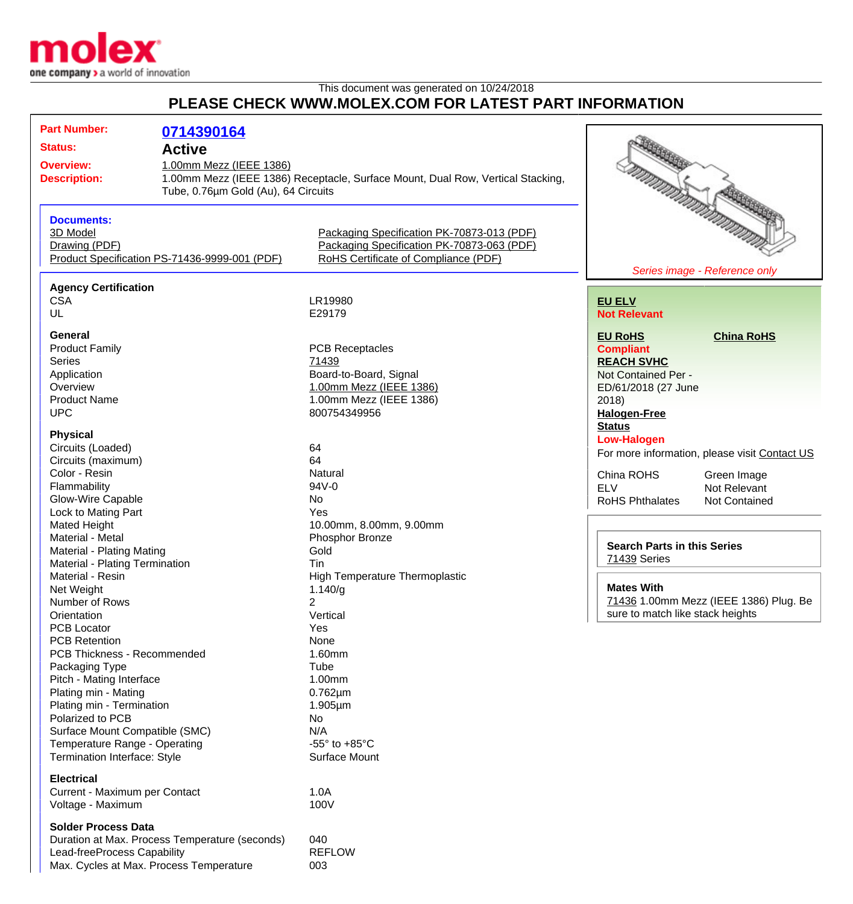molex

one company > a world of innovation

This document was generated on 10/24/2018

## PLEASE CHECK WWW.MOLEX.COM FOR LATEST PART INFORMATION

**Part Number:** 0714390164

**Status:** Active

**Overview:** 1.00mm Mezz (IEEE 1386)

**Description:** 1.00mm Mezz (IEEE 1386) Receptacle, Surface Mount, Dual Row, Vertical Stacking, Tube, 0.76µm Gold (Au), 64 Circuits

**Documents:**

- 3D Model
- Drawing (PDF)
- Product Specification PS-71436-9999-001 (PDF)
- Packaging Specification PK-70873-013 (PDF)
- Packaging Specification PK-70873-063 (PDF)
- RoHS Certificate of Compliance (PDF)

*Series image - Reference only*

**EU ELV**
Not Relevant

**EU RoHS**
Compliant

**China RoHS**

**REACH SVHC**
Not Contained Per - ED/61/2018 (27 June 2018)

**Halogen-Free Status**
Low-Halogen

For more information, please visit Contact US

| | |
|---|---|
| China ROHS | Green Image |
| ELV | Not Relevant |
| RoHS Phthalates | Not Contained |

**Search Parts in this Series**
71439 Series

**Mates With**
71436 1.00mm Mezz (IEEE 1386) Plug. Be sure to match like stack heights

### Agency Certification

| | |
|---|---|
| CSA | LR19980 |
| UL | E29179 |

### General

| | |
|---|---|
| Product Family | PCB Receptacles |
| Series | 71439 |
| Application | Board-to-Board, Signal |
| Overview | 1.00mm Mezz (IEEE 1386) |
| Product Name | 1.00mm Mezz (IEEE 1386) |
| UPC | 800754349956 |

### Physical

| | |
|---|---|
| Circuits (Loaded) | 64 |
| Circuits (maximum) | 64 |
| Color - Resin | Natural |
| Flammability | 94V-0 |
| Glow-Wire Capable | No |
| Lock to Mating Part | Yes |
| Mated Height | 10.00mm, 8.00mm, 9.00mm |
| Material - Metal | Phosphor Bronze |
| Material - Plating Mating | Gold |
| Material - Plating Termination | Tin |
| Material - Resin | High Temperature Thermoplastic |
| Net Weight | 1.140/g |
| Number of Rows | 2 |
| Orientation | Vertical |
| PCB Locator | Yes |
| PCB Retention | None |
| PCB Thickness - Recommended | 1.60mm |
| Packaging Type | Tube |
| Pitch - Mating Interface | 1.00mm |
| Plating min - Mating | 0.762µm |
| Plating min - Termination | 1.905µm |
| Polarized to PCB | No |
| Surface Mount Compatible (SMC) | N/A |
| Temperature Range - Operating | -55° to +85°C |
| Termination Interface: Style | Surface Mount |

### Electrical

| | |
|---|---|
| Current - Maximum per Contact | 1.0A |
| Voltage - Maximum | 100V |

### Solder Process Data

| | |
|---|---|
| Duration at Max. Process Temperature (seconds) | 040 |
| Lead-freeProcess Capability | REFLOW |
| Max. Cycles at Max. Process Temperature | 003 |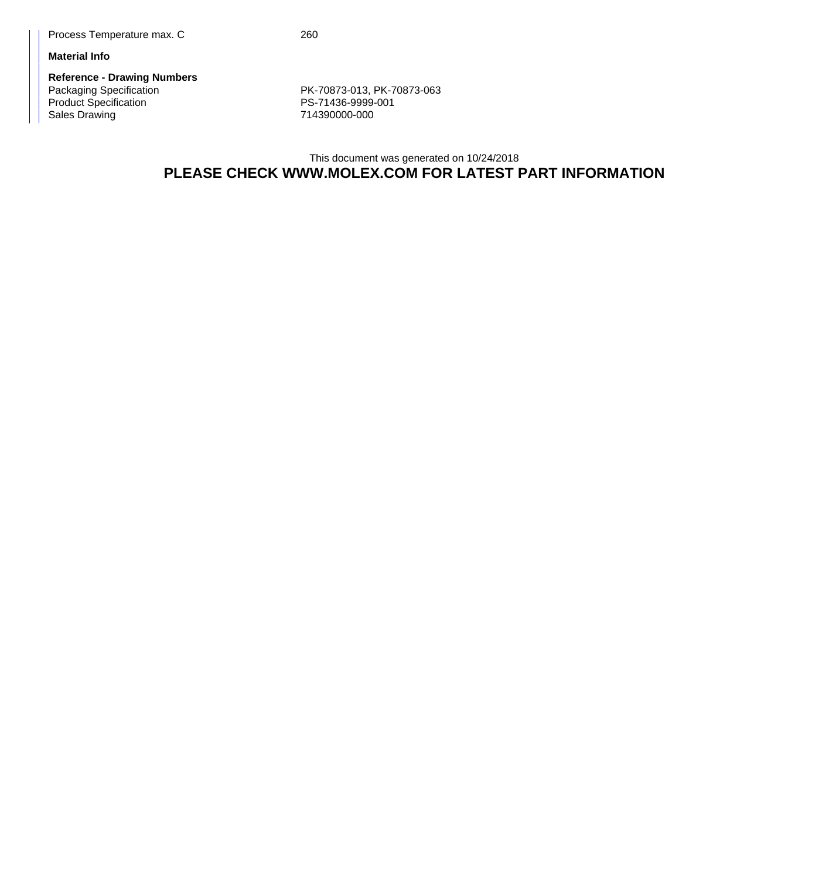| | |
|---|---|
| Process Temperature max. C | 260 |

**Material Info**

**Reference - Drawing Numbers**

| | |
|---|---|
| Packaging Specification | PK-70873-013, PK-70873-063 |
| Product Specification | PS-71436-9999-001 |
| Sales Drawing | 714390000-000 |

This document was generated on 10/24/2018

**PLEASE CHECK WWW.MOLEX.COM FOR LATEST PART INFORMATION**